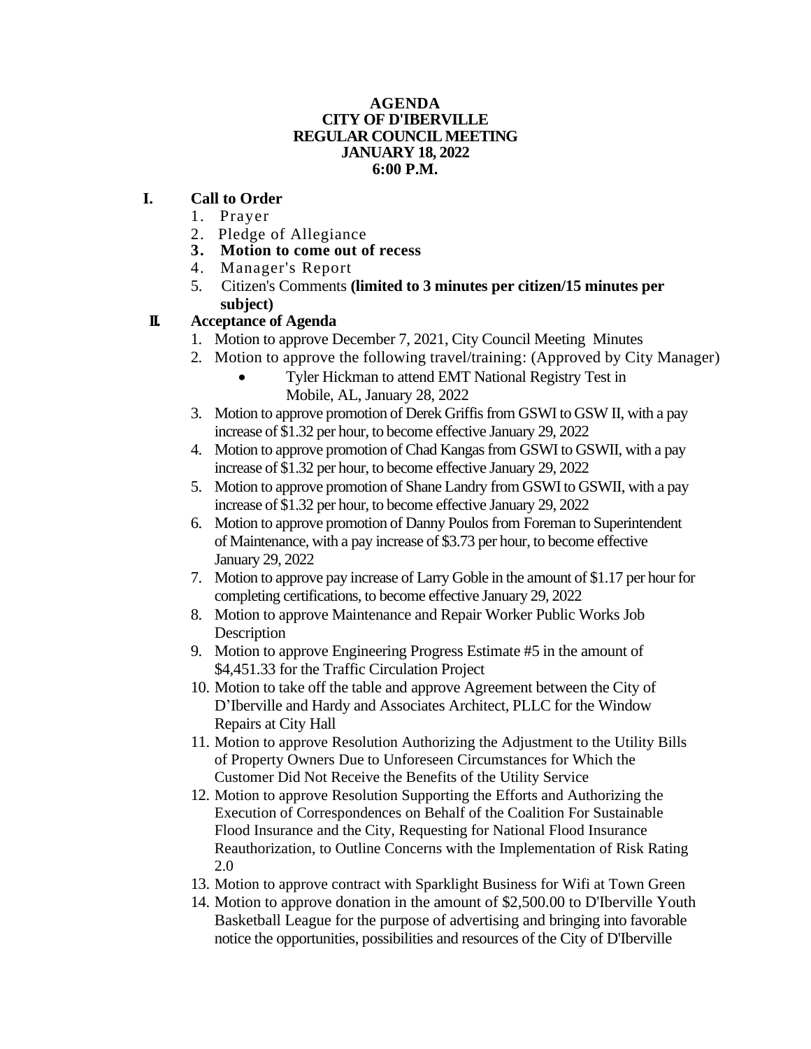# AGENDA
## CITY OF D'IBERVILLE
## REGULAR COUNCIL MEETING
## JANUARY 18, 2022
## 6:00 P.M.

**I. Call to Order**

1. Prayer
2. Pledge of Allegiance
3. **Motion to come out of recess**
4. Manager's Report
5. Citizen's Comments **(limited to 3 minutes per citizen/15 minutes per subject)**

**II. Acceptance of Agenda**

1. Motion to approve December 7, 2021, City Council Meeting Minutes
2. Motion to approve the following travel/training: (Approved by City Manager)
   - Tyler Hickman to attend EMT National Registry Test in Mobile, AL, January 28, 2022
3. Motion to approve promotion of Derek Griffis from GSWI to GSW II, with a pay increase of $1.32 per hour, to become effective January 29, 2022
4. Motion to approve promotion of Chad Kangas from GSWI to GSWII, with a pay increase of $1.32 per hour, to become effective January 29, 2022
5. Motion to approve promotion of Shane Landry from GSWI to GSWII, with a pay increase of $1.32 per hour, to become effective January 29, 2022
6. Motion to approve promotion of Danny Poulos from Foreman to Superintendent of Maintenance, with a pay increase of $3.73 per hour, to become effective January 29, 2022
7. Motion to approve pay increase of Larry Goble in the amount of $1.17 per hour for completing certifications, to become effective January 29, 2022
8. Motion to approve Maintenance and Repair Worker Public Works Job Description
9. Motion to approve Engineering Progress Estimate #5 in the amount of $4,451.33 for the Traffic Circulation Project
10. Motion to take off the table and approve Agreement between the City of D'Iberville and Hardy and Associates Architect, PLLC for the Window Repairs at City Hall
11. Motion to approve Resolution Authorizing the Adjustment to the Utility Bills of Property Owners Due to Unforeseen Circumstances for Which the Customer Did Not Receive the Benefits of the Utility Service
12. Motion to approve Resolution Supporting the Efforts and Authorizing the Execution of Correspondences on Behalf of the Coalition For Sustainable Flood Insurance and the City, Requesting for National Flood Insurance Reauthorization, to Outline Concerns with the Implementation of Risk Rating 2.0
13. Motion to approve contract with Sparklight Business for Wifi at Town Green
14. Motion to approve donation in the amount of $2,500.00 to D'Iberville Youth Basketball League for the purpose of advertising and bringing into favorable notice the opportunities, possibilities and resources of the City of D'Iberville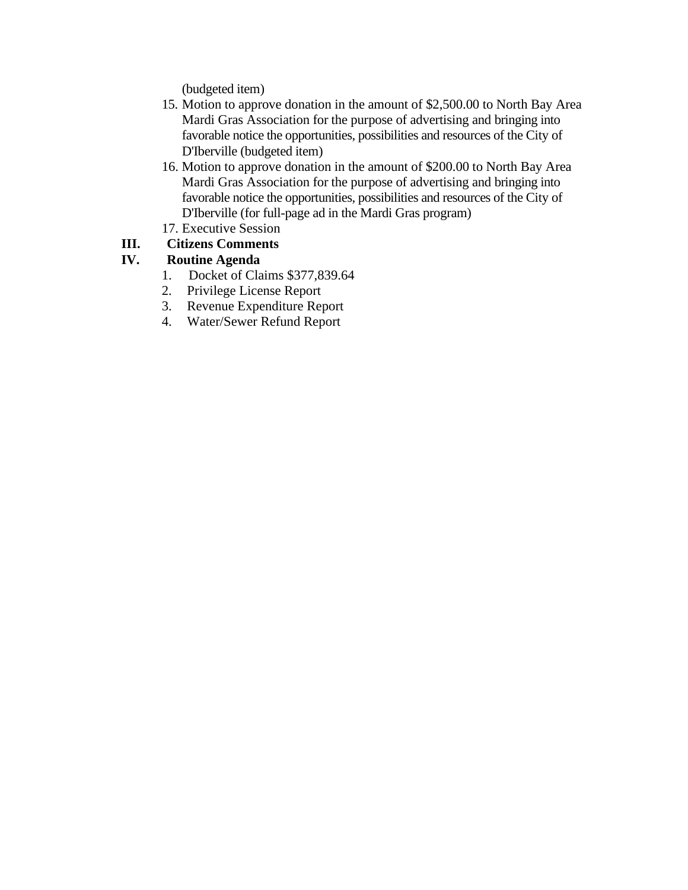(budgeted item)

15. Motion to approve donation in the amount of $2,500.00 to North Bay Area Mardi Gras Association for the purpose of advertising and bringing into favorable notice the opportunities, possibilities and resources of the City of D'Iberville (budgeted item)
16. Motion to approve donation in the amount of $200.00 to North Bay Area Mardi Gras Association for the purpose of advertising and bringing into favorable notice the opportunities, possibilities and resources of the City of D'Iberville (for full-page ad in the Mardi Gras program)
17. Executive Session

**III. Citizens Comments**

**IV. Routine Agenda**

1. Docket of Claims $377,839.64
2. Privilege License Report
3. Revenue Expenditure Report
4. Water/Sewer Refund Report